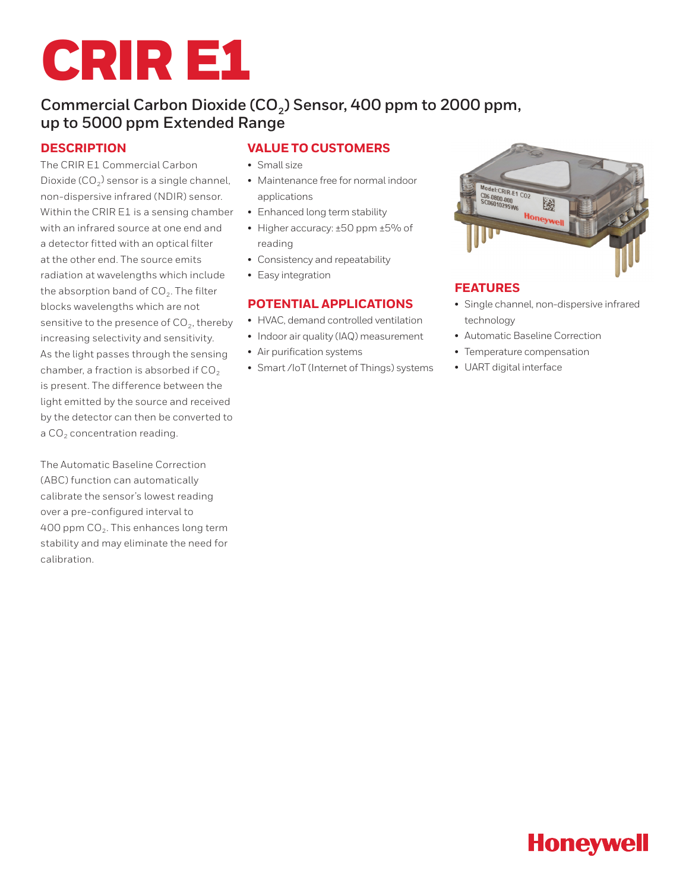# CRIR E1

## Commercial Carbon Dioxide ($CO_2$) Sensor, 400 ppm to 2000 ppm, up to 5000 ppm Extended Range

### DESCRIPTION

The CRIR E1 Commercial Carbon Dioxide ($CO_2$) sensor is a single channel, non-dispersive infrared (NDIR) sensor. Within the CRIR E1 is a sensing chamber with an infrared source at one end and a detector fitted with an optical filter at the other end. The source emits radiation at wavelengths which include the absorption band of $CO_2$. The filter blocks wavelengths which are not sensitive to the presence of $CO_2$, thereby increasing selectivity and sensitivity. As the light passes through the sensing chamber, a fraction is absorbed if $CO_2$ is present. The difference between the light emitted by the source and received by the detector can then be converted to a $CO_2$ concentration reading.

The Automatic Baseline Correction (ABC) function can automatically calibrate the sensor's lowest reading over a pre-configured interval to 400 ppm $CO_2$. This enhances long term stability and may eliminate the need for calibration.

### VALUE TO CUSTOMERS

- Small size
- Maintenance free for normal indoor applications
- Enhanced long term stability
- Higher accuracy: ±50 ppm ±5% of reading
- Consistency and repeatability
- Easy integration

### POTENTIAL APPLICATIONS

- HVAC, demand controlled ventilation
- Indoor air quality (IAQ) measurement
- Air purification systems
- Smart /IoT (Internet of Things) systems

### FEATURES

- Single channel, non-dispersive infrared technology
- Automatic Baseline Correction
- Temperature compensation
- UART digital interface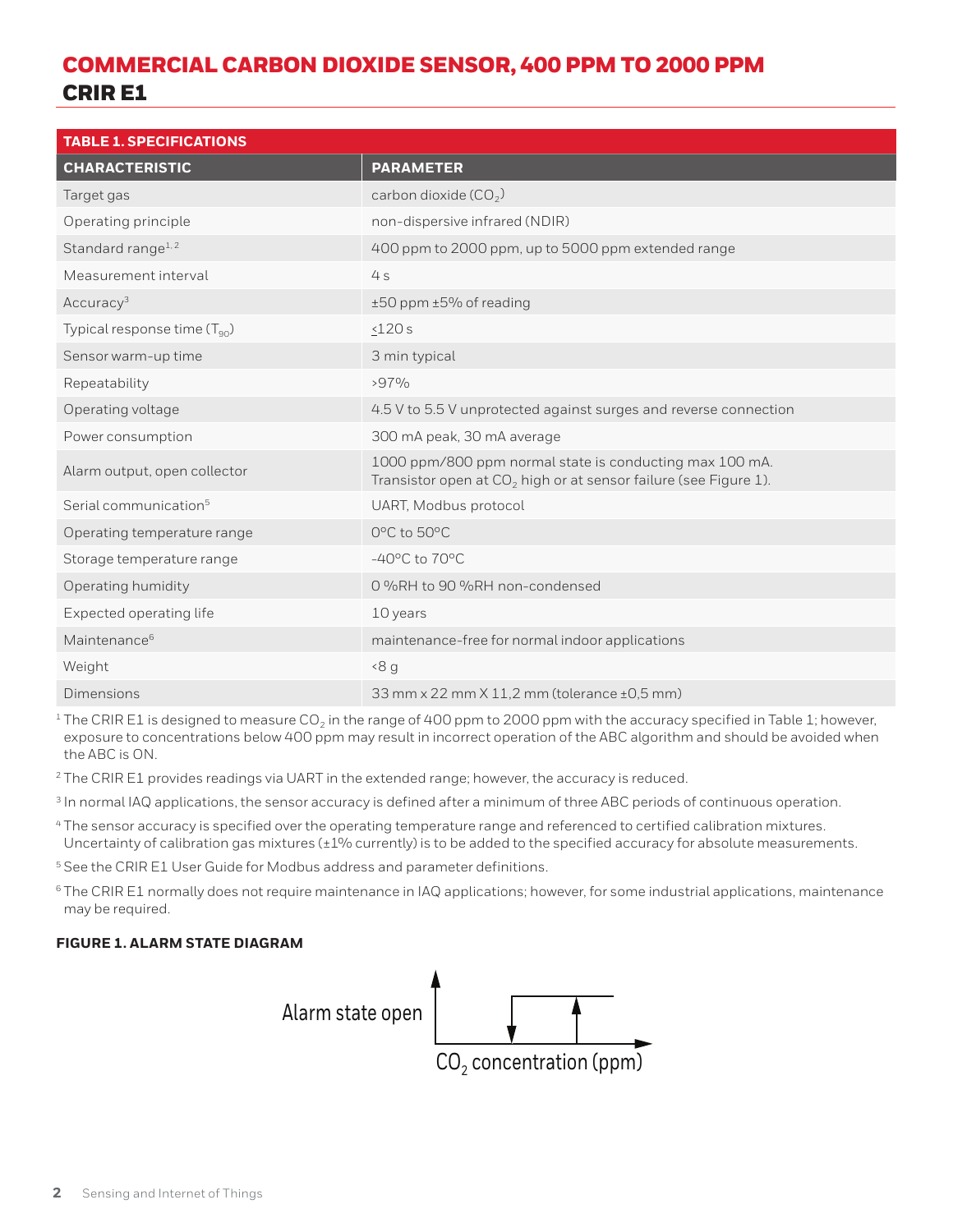# COMMERCIAL CARBON DIOXIDE SENSOR, 400 PPM TO 2000 PPM

## CRIR E1

**TABLE 1. SPECIFICATIONS**

| CHARACTERISTIC | PARAMETER |
|---|---|
| Target gas | carbon dioxide ($CO_2$) |
| Operating principle | non-dispersive infrared (NDIR) |
| Standard range[1, 2] | 400 ppm to 2000 ppm, up to 5000 ppm extended range |
| Measurement interval | 4 s |
| Accuracy[3] | ±50 ppm ±5% of reading |
| Typical response time ($T_{90}$) | ≤120 s |
| Sensor warm-up time | 3 min typical |
| Repeatability | >97% |
| Operating voltage | 4.5 V to 5.5 V unprotected against surges and reverse connection |
| Power consumption | 300 mA peak, 30 mA average |
| Alarm output, open collector | 1000 ppm/800 ppm normal state is conducting max 100 mA. Transistor open at $CO_2$ high or at sensor failure (see Figure 1). |
| Serial communication[5] | UART, Modbus protocol |
| Operating temperature range | 0°C to 50°C |
| Storage temperature range | -40°C to 70°C |
| Operating humidity | 0 %RH to 90 %RH non-condensed |
| Expected operating life | 10 years |
| Maintenance[6] | maintenance-free for normal indoor applications |
| Weight | <8 g |
| Dimensions | 33 mm x 22 mm X 11,2 mm (tolerance ±0,5 mm) |

[1] The CRIR E1 is designed to measure $CO_2$ in the range of 400 ppm to 2000 ppm with the accuracy specified in Table 1; however, exposure to concentrations below 400 ppm may result in incorrect operation of the ABC algorithm and should be avoided when the ABC is ON.

[2] The CRIR E1 provides readings via UART in the extended range; however, the accuracy is reduced.

[3] In normal IAQ applications, the sensor accuracy is defined after a minimum of three ABC periods of continuous operation.

[4] The sensor accuracy is specified over the operating temperature range and referenced to certified calibration mixtures. Uncertainty of calibration gas mixtures (±1% currently) is to be added to the specified accuracy for absolute measurements.

[5] See the CRIR E1 User Guide for Modbus address and parameter definitions.

[6] The CRIR E1 normally does not require maintenance in IAQ applications; however, for some industrial applications, maintenance may be required.

**FIGURE 1. ALARM STATE DIAGRAM**

Alarm state open

$CO_2$ concentration (ppm)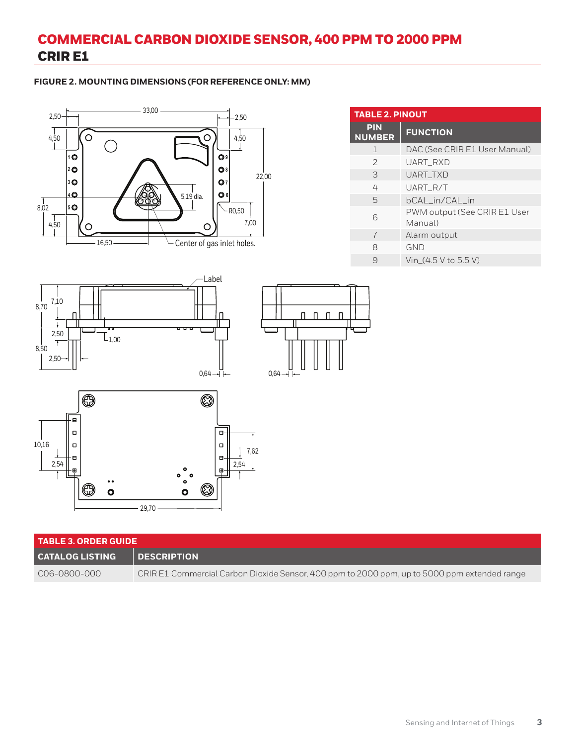# COMMERCIAL CARBON DIOXIDE SENSOR, 400 PPM TO 2000 PPM

## CRIR E1

**FIGURE 2. MOUNTING DIMENSIONS (FOR REFERENCE ONLY: MM)**

| TABLE 2. PINOUT | |
|---|---|
| **PIN NUMBER** | **FUNCTION** |
| 1 | DAC (See CRIR E1 User Manual) |
| 2 | UART_RXD |
| 3 | UART_TXD |
| 4 | UART_R/T |
| 5 | bCAL_in/CAL_in |
| 6 | PWM output (See CRIR E1 User Manual) |
| 7 | Alarm output |
| 8 | GND |
| 9 | Vin_(4.5 V to 5.5 V) |

| TABLE 3. ORDER GUIDE | |
|---|---|
| **CATALOG LISTING** | **DESCRIPTION** |
| C06-0800-000 | CRIR E1 Commercial Carbon Dioxide Sensor, 400 ppm to 2000 ppm, up to 5000 ppm extended range |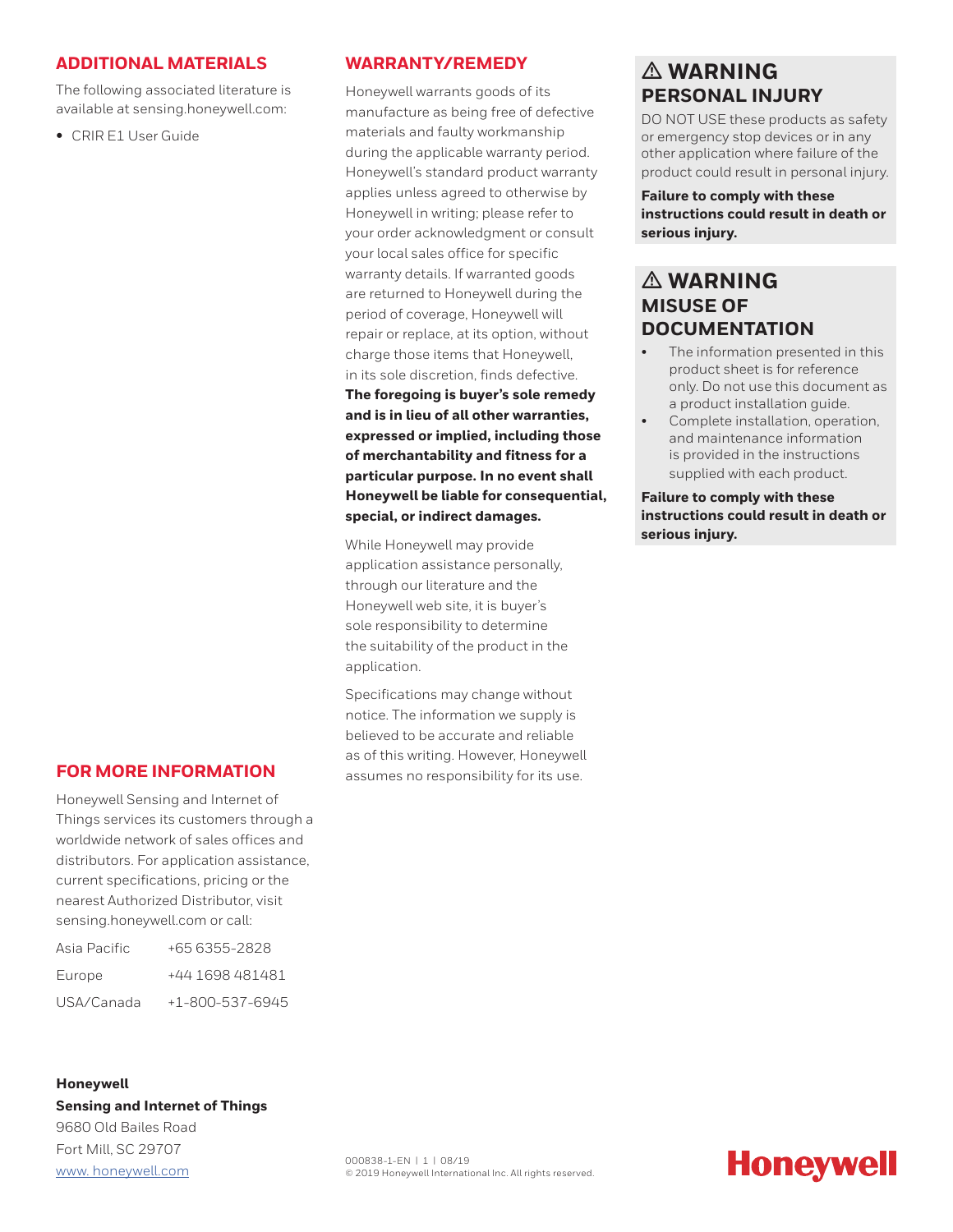## ADDITIONAL MATERIALS

The following associated literature is available at sensing.honeywell.com:

- CRIR E1 User Guide

## FOR MORE INFORMATION

Honeywell Sensing and Internet of Things services its customers through a worldwide network of sales offices and distributors. For application assistance, current specifications, pricing or the nearest Authorized Distributor, visit sensing.honeywell.com or call:

| | |
|---|---|
| Asia Pacific | +65 6355-2828 |
| Europe | +44 1698 481481 |
| USA/Canada | +1-800-537-6945 |

## WARRANTY/REMEDY

Honeywell warrants goods of its manufacture as being free of defective materials and faulty workmanship during the applicable warranty period. Honeywell's standard product warranty applies unless agreed to otherwise by Honeywell in writing; please refer to your order acknowledgment or consult your local sales office for specific warranty details. If warranted goods are returned to Honeywell during the period of coverage, Honeywell will repair or replace, at its option, without charge those items that Honeywell, in its sole discretion, finds defective. **The foregoing is buyer's sole remedy and is in lieu of all other warranties, expressed or implied, including those of merchantability and fitness for a particular purpose. In no event shall Honeywell be liable for consequential, special, or indirect damages.**

While Honeywell may provide application assistance personally, through our literature and the Honeywell web site, it is buyer's sole responsibility to determine the suitability of the product in the application.

Specifications may change without notice. The information we supply is believed to be accurate and reliable as of this writing. However, Honeywell assumes no responsibility for its use.

## ⚠ WARNING PERSONAL INJURY

DO NOT USE these products as safety or emergency stop devices or in any other application where failure of the product could result in personal injury.

**Failure to comply with these instructions could result in death or serious injury.**

## ⚠ WARNING MISUSE OF DOCUMENTATION

- The information presented in this product sheet is for reference only. Do not use this document as a product installation guide.
- Complete installation, operation, and maintenance information is provided in the instructions supplied with each product.

**Failure to comply with these instructions could result in death or serious injury.**

**Honeywell**
**Sensing and Internet of Things**
9680 Old Bailes Road
Fort Mill, SC 29707
www. honeywell.com

000838-1-EN | 1 | 08/19
© 2019 Honeywell International Inc. All rights reserved.

Honeywell